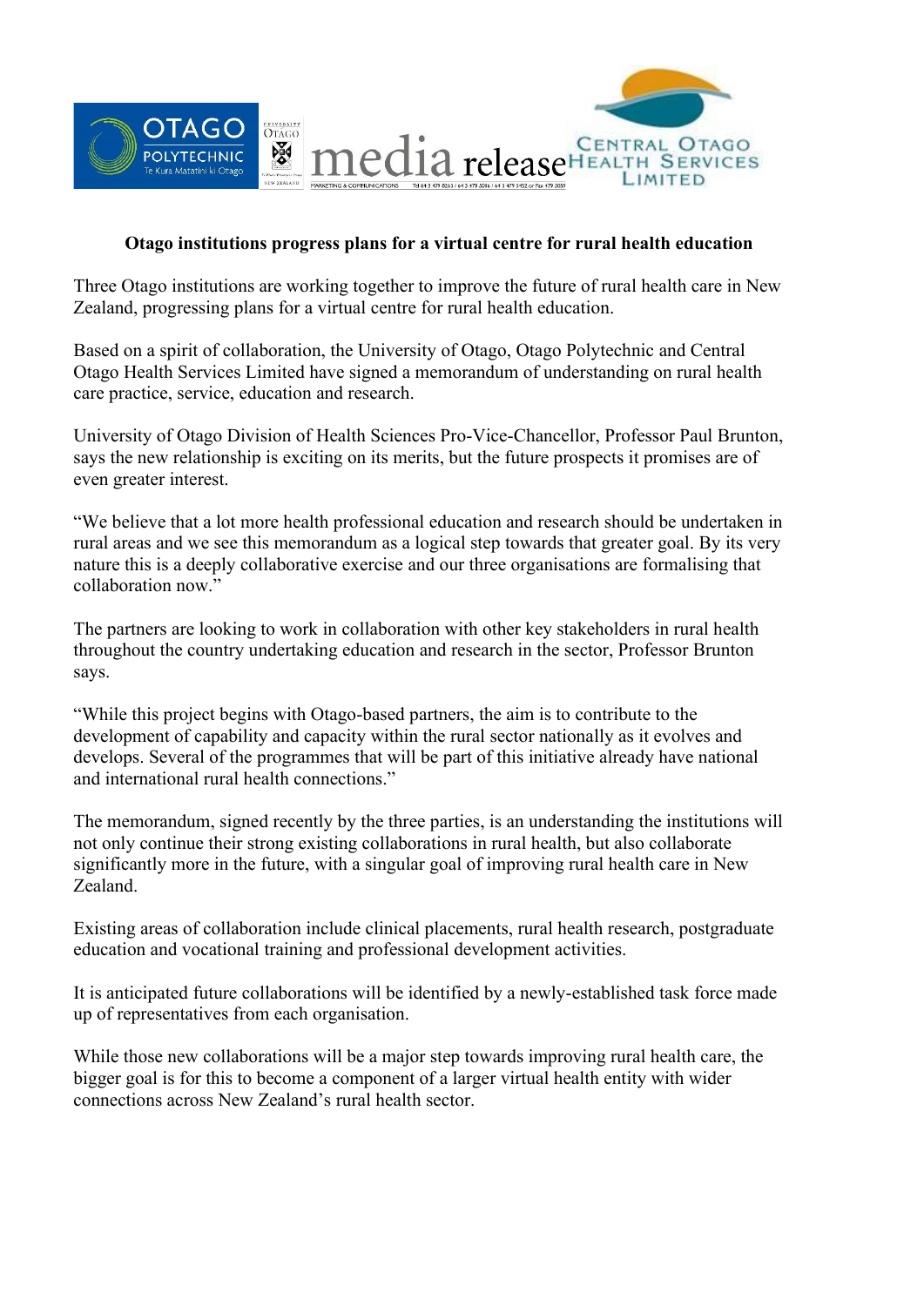**Otago institutions progress plans for a virtual centre for rural health education**

Three Otago institutions are working together to improve the future of rural health care in New Zealand, progressing plans for a virtual centre for rural health education.

Based on a spirit of collaboration, the University of Otago, Otago Polytechnic and Central Otago Health Services Limited have signed a memorandum of understanding on rural health care practice, service, education and research.

University of Otago Division of Health Sciences Pro-Vice-Chancellor, Professor Paul Brunton, says the new relationship is exciting on its merits, but the future prospects it promises are of even greater interest.

"We believe that a lot more health professional education and research should be undertaken in rural areas and we see this memorandum as a logical step towards that greater goal. By its very nature this is a deeply collaborative exercise and our three organisations are formalising that collaboration now."

The partners are looking to work in collaboration with other key stakeholders in rural health throughout the country undertaking education and research in the sector, Professor Brunton says.

"While this project begins with Otago-based partners, the aim is to contribute to the development of capability and capacity within the rural sector nationally as it evolves and develops. Several of the programmes that will be part of this initiative already have national and international rural health connections."

The memorandum, signed recently by the three parties, is an understanding the institutions will not only continue their strong existing collaborations in rural health, but also collaborate significantly more in the future, with a singular goal of improving rural health care in New Zealand.

Existing areas of collaboration include clinical placements, rural health research, postgraduate education and vocational training and professional development activities.

It is anticipated future collaborations will be identified by a newly-established task force made up of representatives from each organisation.

While those new collaborations will be a major step towards improving rural health care, the bigger goal is for this to become a component of a larger virtual health entity with wider connections across New Zealand's rural health sector.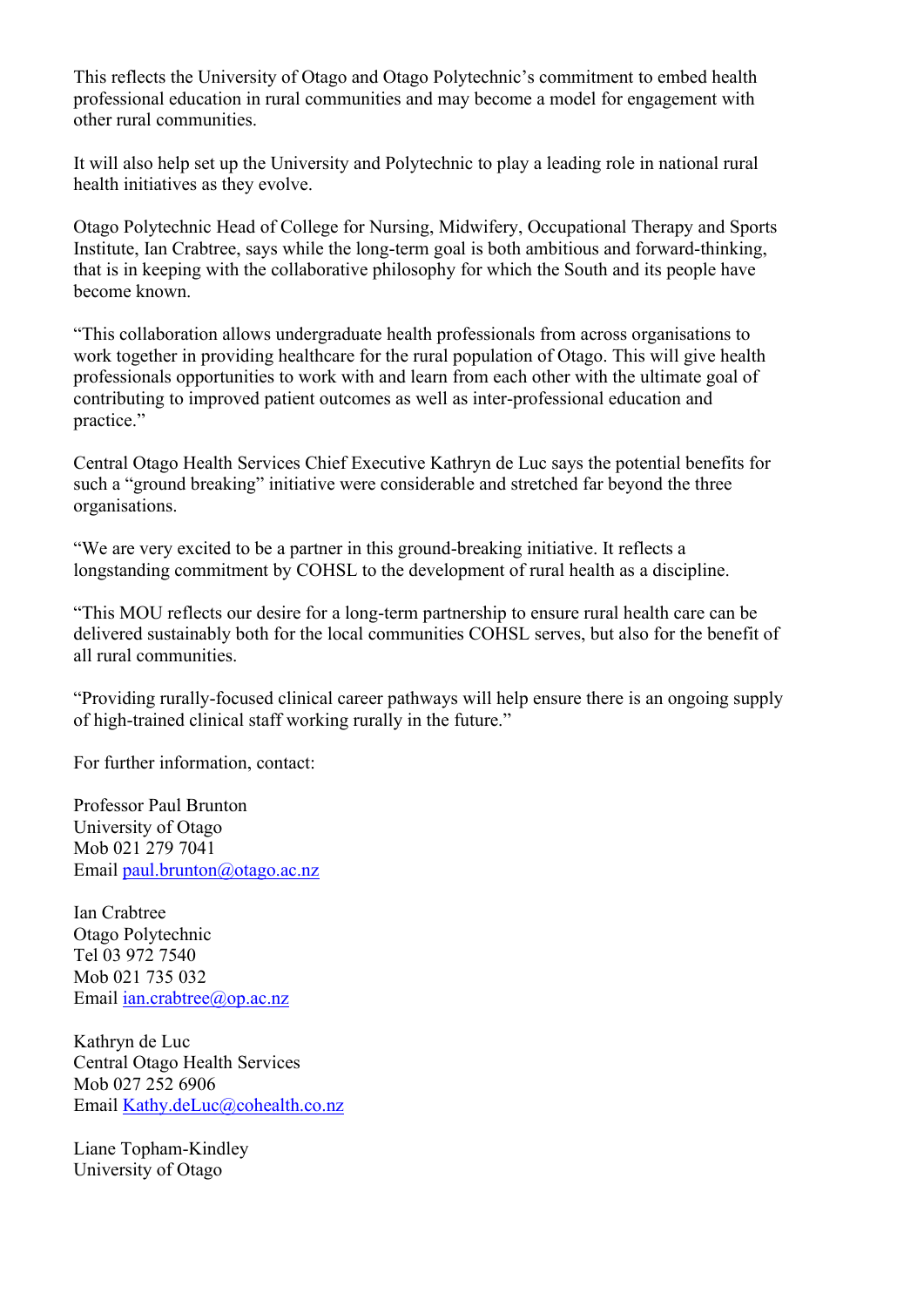This reflects the University of Otago and Otago Polytechnic's commitment to embed health professional education in rural communities and may become a model for engagement with other rural communities.

It will also help set up the University and Polytechnic to play a leading role in national rural health initiatives as they evolve.

Otago Polytechnic Head of College for Nursing, Midwifery, Occupational Therapy and Sports Institute, Ian Crabtree, says while the long-term goal is both ambitious and forward-thinking, that is in keeping with the collaborative philosophy for which the South and its people have become known.

"This collaboration allows undergraduate health professionals from across organisations to work together in providing healthcare for the rural population of Otago. This will give health professionals opportunities to work with and learn from each other with the ultimate goal of contributing to improved patient outcomes as well as inter-professional education and practice."

Central Otago Health Services Chief Executive Kathryn de Luc says the potential benefits for such a "ground breaking" initiative were considerable and stretched far beyond the three organisations.

"We are very excited to be a partner in this ground-breaking initiative. It reflects a longstanding commitment by COHSL to the development of rural health as a discipline.

"This MOU reflects our desire for a long-term partnership to ensure rural health care can be delivered sustainably both for the local communities COHSL serves, but also for the benefit of all rural communities.

"Providing rurally-focused clinical career pathways will help ensure there is an ongoing supply of high-trained clinical staff working rurally in the future."

For further information, contact:

Professor Paul Brunton
University of Otago
Mob 021 279 7041
Email paul.brunton@otago.ac.nz

Ian Crabtree
Otago Polytechnic
Tel 03 972 7540
Mob 021 735 032
Email ian.crabtree@op.ac.nz

Kathryn de Luc
Central Otago Health Services
Mob 027 252 6906
Email Kathy.deLuc@cohealth.co.nz

Liane Topham-Kindley
University of Otago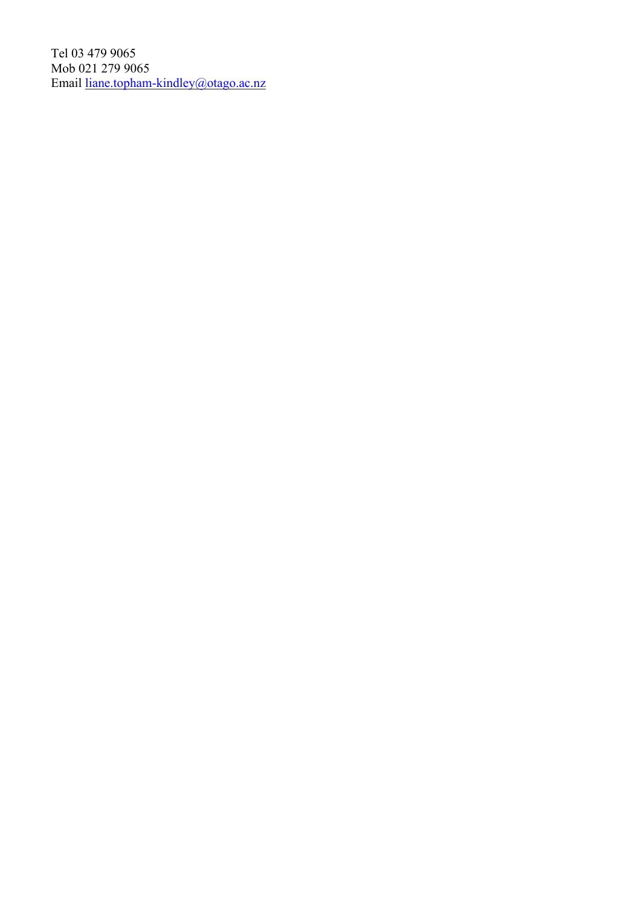Tel 03 479 9065
Mob 021 279 9065
Email liane.topham-kindley@otago.ac.nz